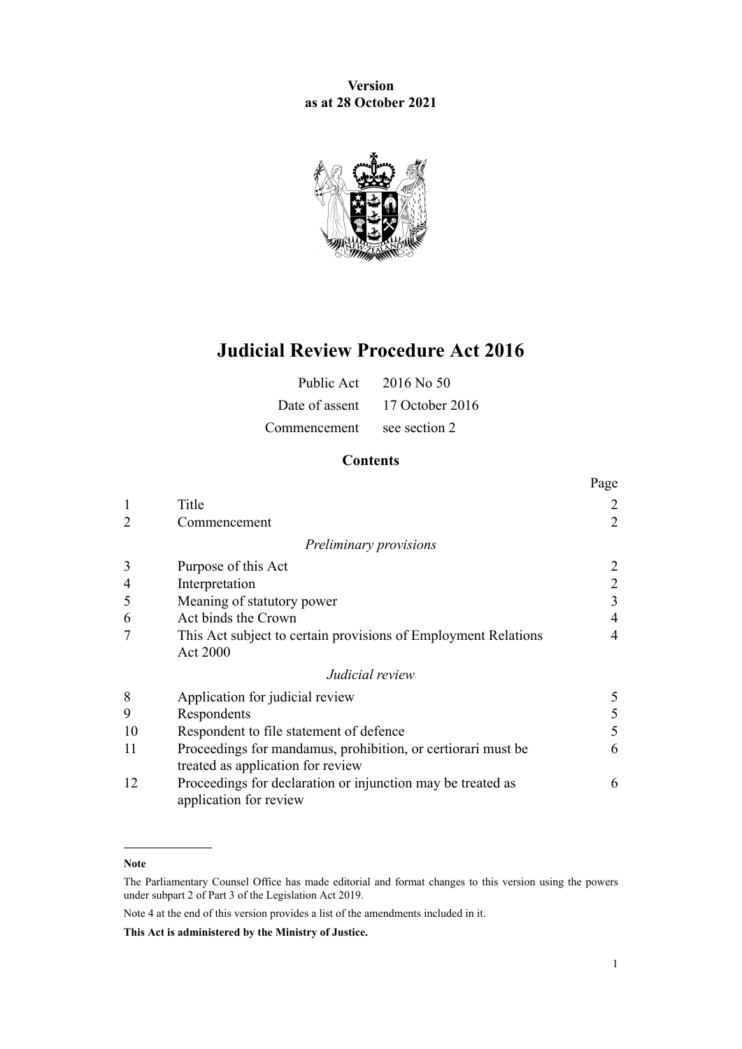**Version**
**as at 28 October 2021**

# Judicial Review Procedure Act 2016

| | |
|---|---|
| Public Act | 2016 No 50 |
| Date of assent | 17 October 2016 |
| Commencement | see section 2 |

## Contents

| | | Page |
|---|---|---|
| 1 | Title | 2 |
| 2 | Commencement | 2 |
| | *Preliminary provisions* | |
| 3 | Purpose of this Act | 2 |
| 4 | Interpretation | 2 |
| 5 | Meaning of statutory power | 3 |
| 6 | Act binds the Crown | 4 |
| 7 | This Act subject to certain provisions of Employment Relations Act 2000 | 4 |
| | *Judicial review* | |
| 8 | Application for judicial review | 5 |
| 9 | Respondents | 5 |
| 10 | Respondent to file statement of defence | 5 |
| 11 | Proceedings for mandamus, prohibition, or certiorari must be treated as application for review | 6 |
| 12 | Proceedings for declaration or injunction may be treated as application for review | 6 |

**Note**

The Parliamentary Counsel Office has made editorial and format changes to this version using the powers under subpart 2 of Part 3 of the Legislation Act 2019.

Note 4 at the end of this version provides a list of the amendments included in it.

**This Act is administered by the Ministry of Justice.**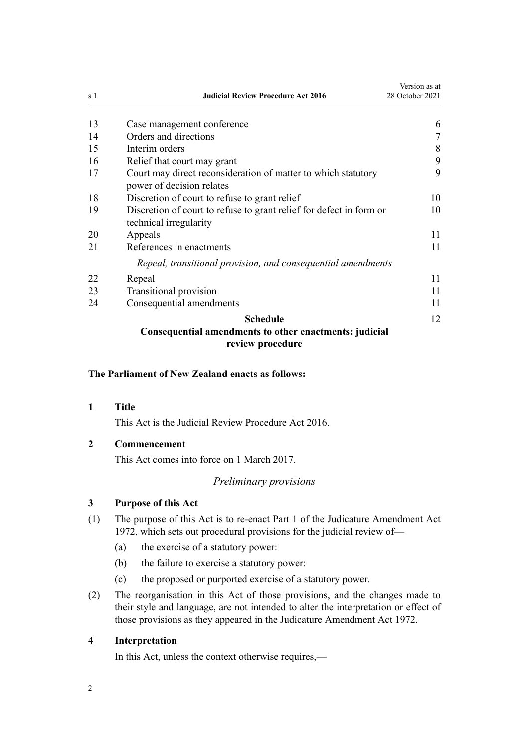| | | |
|---|---|---|
| 13 | Case management conference | 6 |
| 14 | Orders and directions | 7 |
| 15 | Interim orders | 8 |
| 16 | Relief that court may grant | 9 |
| 17 | Court may direct reconsideration of matter to which statutory power of decision relates | 9 |
| 18 | Discretion of court to refuse to grant relief | 10 |
| 19 | Discretion of court to refuse to grant relief for defect in form or technical irregularity | 10 |
| 20 | Appeals | 11 |
| 21 | References in enactments | 11 |
| | *Repeal, transitional provision, and consequential amendments* | |
| 22 | Repeal | 11 |
| 23 | Transitional provision | 11 |
| 24 | Consequential amendments | 11 |
| | **Schedule** **Consequential amendments to other enactments: judicial review procedure** | 12 |

**The Parliament of New Zealand enacts as follows:**

### 1 Title

This Act is the Judicial Review Procedure Act 2016.

### 2 Commencement

This Act comes into force on 1 March 2017.

*Preliminary provisions*

### 3 Purpose of this Act

(1) The purpose of this Act is to re-enact Part 1 of the Judicature Amendment Act 1972, which sets out procedural provisions for the judicial review of—

(a) the exercise of a statutory power:

(b) the failure to exercise a statutory power:

(c) the proposed or purported exercise of a statutory power.

(2) The reorganisation in this Act of those provisions, and the changes made to their style and language, are not intended to alter the interpretation or effect of those provisions as they appeared in the Judicature Amendment Act 1972.

### 4 Interpretation

In this Act, unless the context otherwise requires,—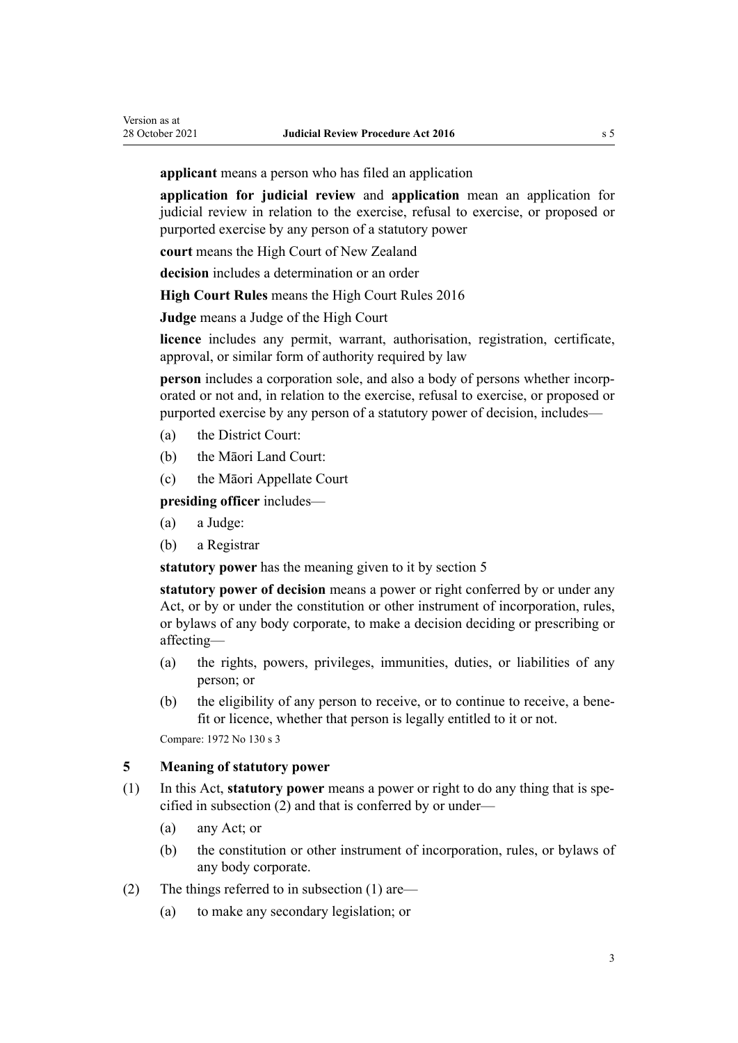**applicant** means a person who has filed an application

**application for judicial review** and **application** mean an application for judicial review in relation to the exercise, refusal to exercise, or proposed or purported exercise by any person of a statutory power

**court** means the High Court of New Zealand

**decision** includes a determination or an order

**High Court Rules** means the High Court Rules 2016

**Judge** means a Judge of the High Court

**licence** includes any permit, warrant, authorisation, registration, certificate, approval, or similar form of authority required by law

**person** includes a corporation sole, and also a body of persons whether incorporated or not and, in relation to the exercise, refusal to exercise, or proposed or purported exercise by any person of a statutory power of decision, includes—

- (a) the District Court:
- (b) the Māori Land Court:
- (c) the Māori Appellate Court

**presiding officer** includes—

- (a) a Judge:
- (b) a Registrar

**statutory power** has the meaning given to it by section 5

**statutory power of decision** means a power or right conferred by or under any Act, or by or under the constitution or other instrument of incorporation, rules, or bylaws of any body corporate, to make a decision deciding or prescribing or affecting—

- (a) the rights, powers, privileges, immunities, duties, or liabilities of any person; or
- (b) the eligibility of any person to receive, or to continue to receive, a benefit or licence, whether that person is legally entitled to it or not.

Compare: 1972 No 130 s 3

### 5 Meaning of statutory power

(1) In this Act, **statutory power** means a power or right to do any thing that is specified in subsection (2) and that is conferred by or under—

- (a) any Act; or
- (b) the constitution or other instrument of incorporation, rules, or bylaws of any body corporate.

(2) The things referred to in subsection (1) are—

- (a) to make any secondary legislation; or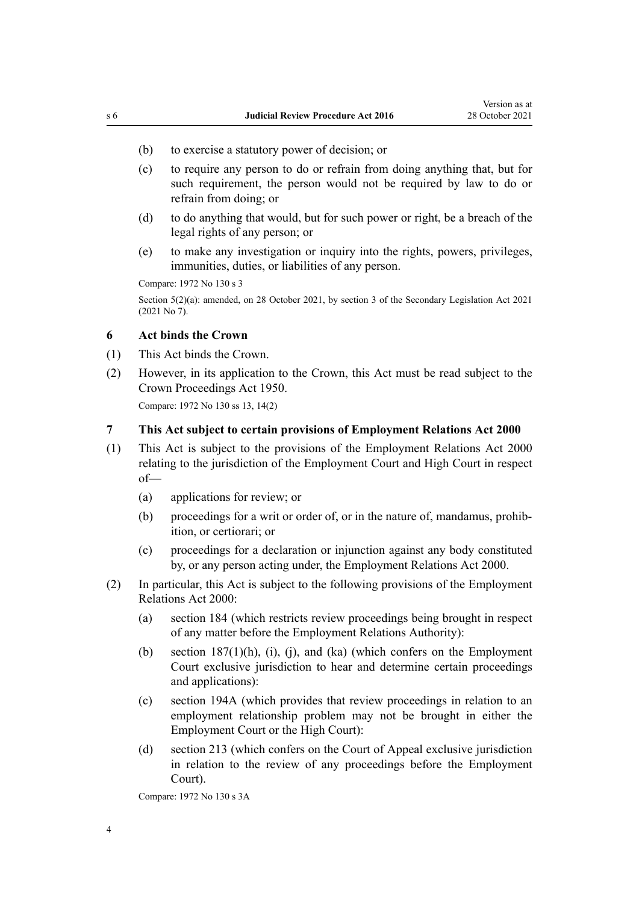- (b) to exercise a statutory power of decision; or
- (c) to require any person to do or refrain from doing anything that, but for such requirement, the person would not be required by law to do or refrain from doing; or
- (d) to do anything that would, but for such power or right, be a breach of the legal rights of any person; or
- (e) to make any investigation or inquiry into the rights, powers, privileges, immunities, duties, or liabilities of any person.

Compare: 1972 No 130 s 3

Section 5(2)(a): amended, on 28 October 2021, by section 3 of the Secondary Legislation Act 2021 (2021 No 7).

### 6 Act binds the Crown

(1) This Act binds the Crown.

(2) However, in its application to the Crown, this Act must be read subject to the Crown Proceedings Act 1950.

Compare: 1972 No 130 ss 13, 14(2)

### 7 This Act subject to certain provisions of Employment Relations Act 2000

(1) This Act is subject to the provisions of the Employment Relations Act 2000 relating to the jurisdiction of the Employment Court and High Court in respect of—

- (a) applications for review; or
- (b) proceedings for a writ or order of, or in the nature of, mandamus, prohibition, or certiorari; or
- (c) proceedings for a declaration or injunction against any body constituted by, or any person acting under, the Employment Relations Act 2000.

(2) In particular, this Act is subject to the following provisions of the Employment Relations Act 2000:

- (a) section 184 (which restricts review proceedings being brought in respect of any matter before the Employment Relations Authority):
- (b) section 187(1)(h), (i), (j), and (ka) (which confers on the Employment Court exclusive jurisdiction to hear and determine certain proceedings and applications):
- (c) section 194A (which provides that review proceedings in relation to an employment relationship problem may not be brought in either the Employment Court or the High Court):
- (d) section 213 (which confers on the Court of Appeal exclusive jurisdiction in relation to the review of any proceedings before the Employment Court).

Compare: 1972 No 130 s 3A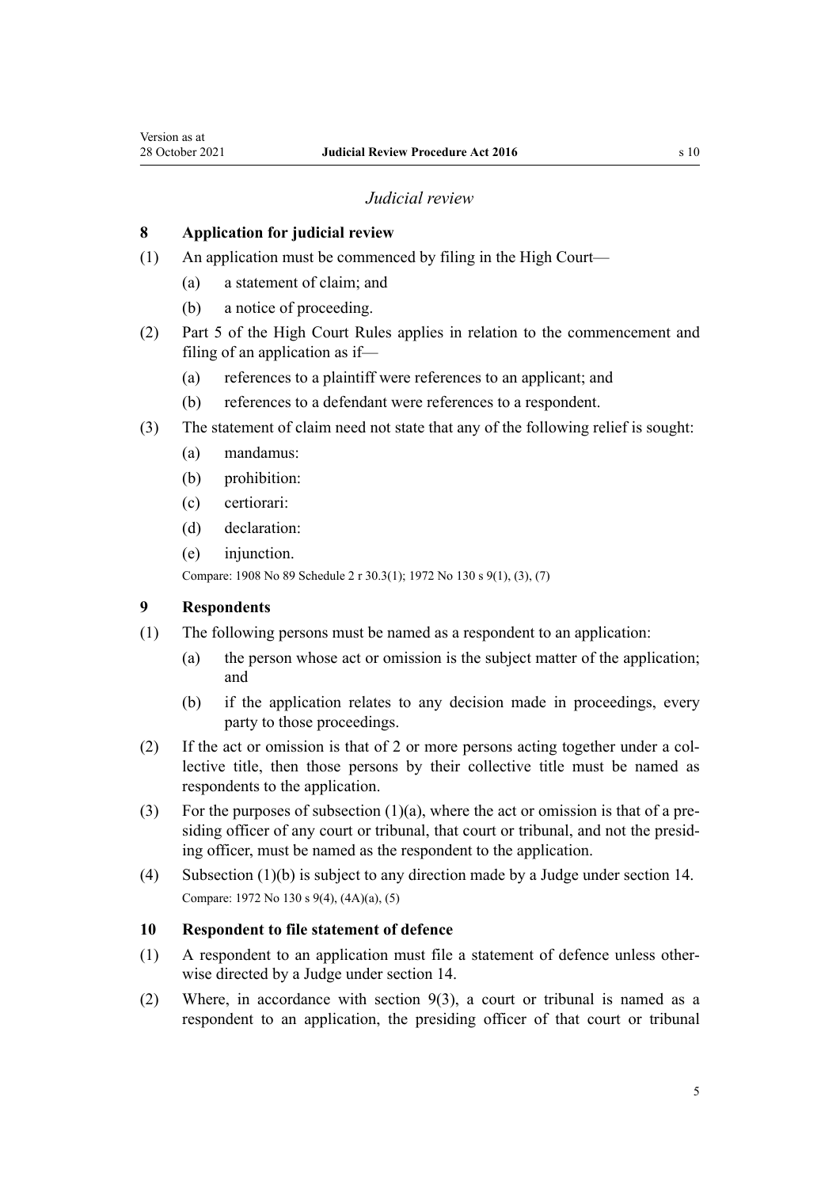*Judicial review*

### 8 Application for judicial review

(1) An application must be commenced by filing in the High Court—

(a) a statement of claim; and

(b) a notice of proceeding.

(2) Part 5 of the High Court Rules applies in relation to the commencement and filing of an application as if—

(a) references to a plaintiff were references to an applicant; and

(b) references to a defendant were references to a respondent.

(3) The statement of claim need not state that any of the following relief is sought:

(a) mandamus:

(b) prohibition:

(c) certiorari:

(d) declaration:

(e) injunction.

Compare: 1908 No 89 Schedule 2 r 30.3(1); 1972 No 130 s 9(1), (3), (7)

### 9 Respondents

(1) The following persons must be named as a respondent to an application:

(a) the person whose act or omission is the subject matter of the application; and

(b) if the application relates to any decision made in proceedings, every party to those proceedings.

(2) If the act or omission is that of 2 or more persons acting together under a collective title, then those persons by their collective title must be named as respondents to the application.

(3) For the purposes of subsection (1)(a), where the act or omission is that of a presiding officer of any court or tribunal, that court or tribunal, and not the presiding officer, must be named as the respondent to the application.

(4) Subsection (1)(b) is subject to any direction made by a Judge under section 14.

Compare: 1972 No 130 s 9(4), (4A)(a), (5)

### 10 Respondent to file statement of defence

(1) A respondent to an application must file a statement of defence unless otherwise directed by a Judge under section 14.

(2) Where, in accordance with section 9(3), a court or tribunal is named as a respondent to an application, the presiding officer of that court or tribunal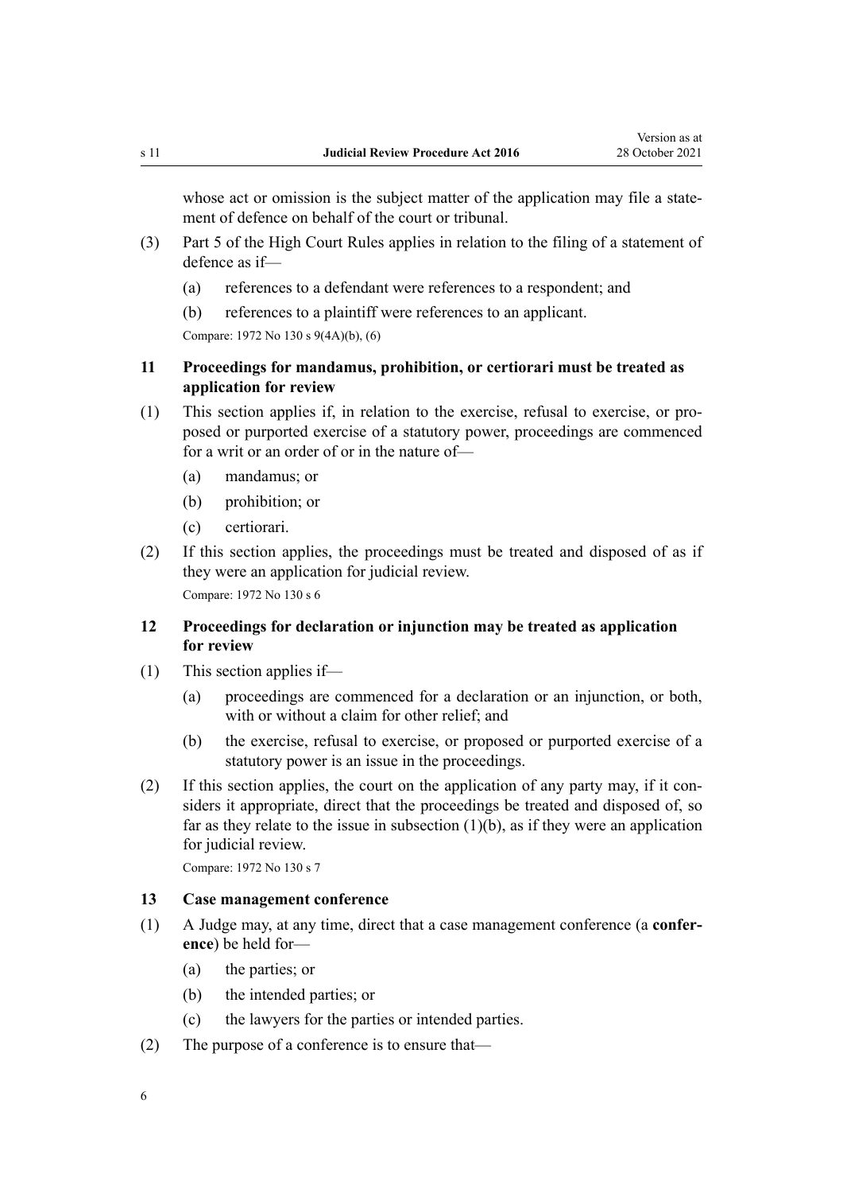whose act or omission is the subject matter of the application may file a statement of defence on behalf of the court or tribunal.

(3) Part 5 of the High Court Rules applies in relation to the filing of a statement of defence as if—

(a) references to a defendant were references to a respondent; and

(b) references to a plaintiff were references to an applicant.

Compare: 1972 No 130 s 9(4A)(b), (6)

### 11 Proceedings for mandamus, prohibition, or certiorari must be treated as application for review

(1) This section applies if, in relation to the exercise, refusal to exercise, or proposed or purported exercise of a statutory power, proceedings are commenced for a writ or an order of or in the nature of—

(a) mandamus; or

(b) prohibition; or

(c) certiorari.

(2) If this section applies, the proceedings must be treated and disposed of as if they were an application for judicial review.

Compare: 1972 No 130 s 6

### 12 Proceedings for declaration or injunction may be treated as application for review

(1) This section applies if—

(a) proceedings are commenced for a declaration or an injunction, or both, with or without a claim for other relief; and

(b) the exercise, refusal to exercise, or proposed or purported exercise of a statutory power is an issue in the proceedings.

(2) If this section applies, the court on the application of any party may, if it considers it appropriate, direct that the proceedings be treated and disposed of, so far as they relate to the issue in subsection (1)(b), as if they were an application for judicial review.

Compare: 1972 No 130 s 7

### 13 Case management conference

(1) A Judge may, at any time, direct that a case management conference (a **conference**) be held for—

(a) the parties; or

(b) the intended parties; or

(c) the lawyers for the parties or intended parties.

(2) The purpose of a conference is to ensure that—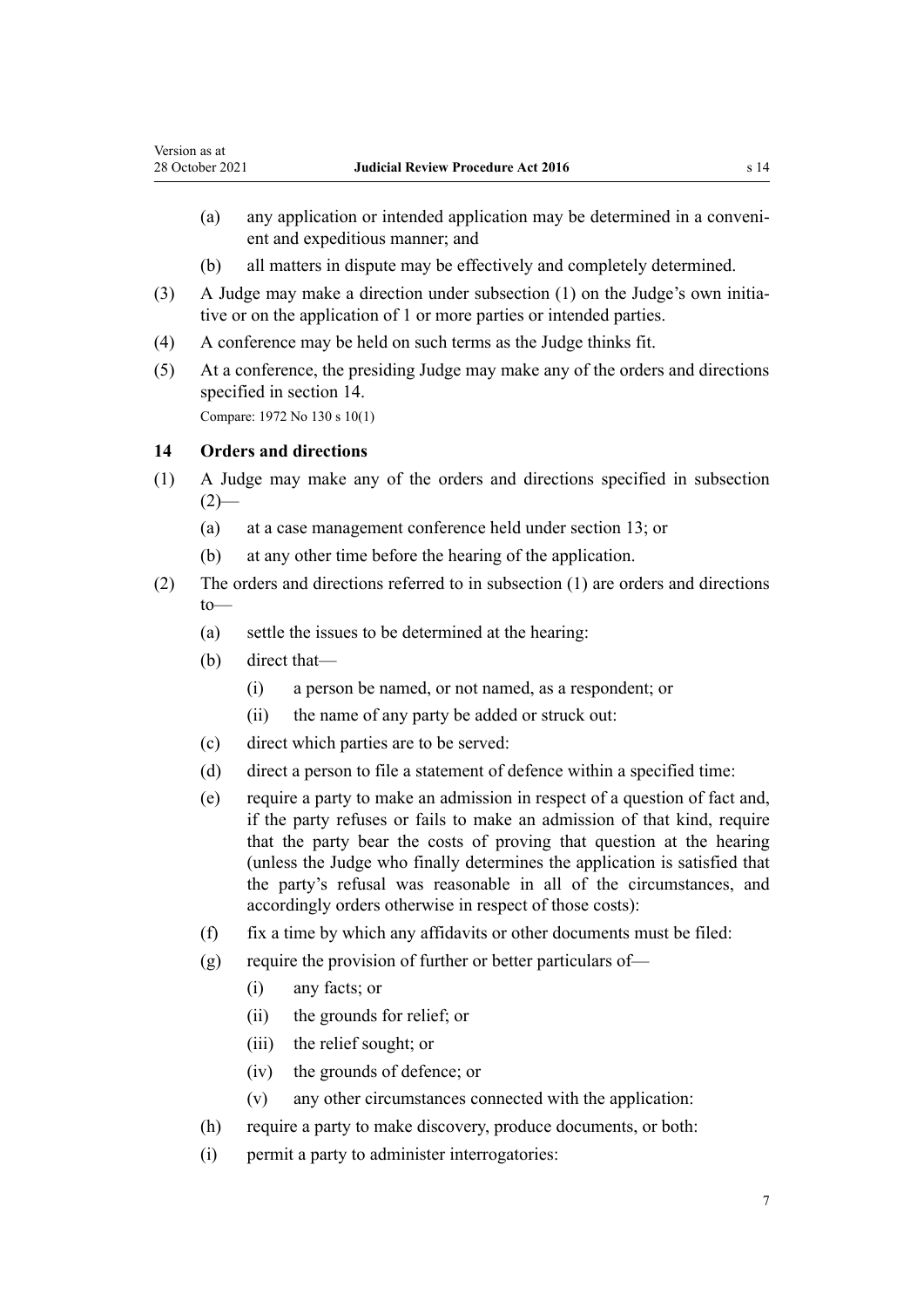(a) any application or intended application may be determined in a convenient and expeditious manner; and

(b) all matters in dispute may be effectively and completely determined.

(3) A Judge may make a direction under subsection (1) on the Judge's own initiative or on the application of 1 or more parties or intended parties.

(4) A conference may be held on such terms as the Judge thinks fit.

(5) At a conference, the presiding Judge may make any of the orders and directions specified in section 14.

Compare: 1972 No 130 s 10(1)

### 14 Orders and directions

(1) A Judge may make any of the orders and directions specified in subsection (2)—

(a) at a case management conference held under section 13; or

(b) at any other time before the hearing of the application.

(2) The orders and directions referred to in subsection (1) are orders and directions to—

(a) settle the issues to be determined at the hearing:

(b) direct that—

(i) a person be named, or not named, as a respondent; or

(ii) the name of any party be added or struck out:

(c) direct which parties are to be served:

(d) direct a person to file a statement of defence within a specified time:

(e) require a party to make an admission in respect of a question of fact and, if the party refuses or fails to make an admission of that kind, require that the party bear the costs of proving that question at the hearing (unless the Judge who finally determines the application is satisfied that the party's refusal was reasonable in all of the circumstances, and accordingly orders otherwise in respect of those costs):

(f) fix a time by which any affidavits or other documents must be filed:

(g) require the provision of further or better particulars of—

(i) any facts; or

(ii) the grounds for relief; or

(iii) the relief sought; or

(iv) the grounds of defence; or

(v) any other circumstances connected with the application:

(h) require a party to make discovery, produce documents, or both:

(i) permit a party to administer interrogatories: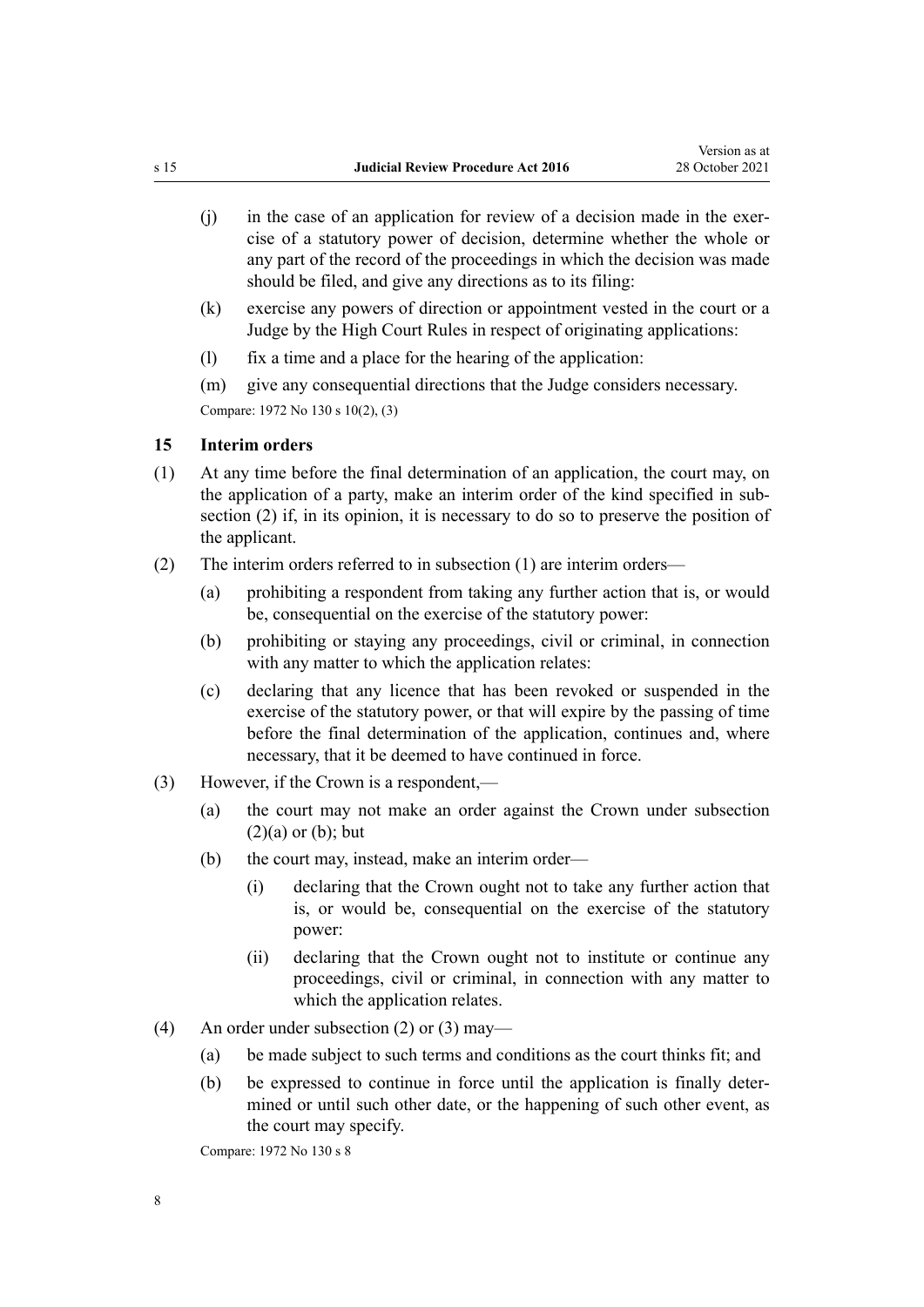(j) in the case of an application for review of a decision made in the exercise of a statutory power of decision, determine whether the whole or any part of the record of the proceedings in which the decision was made should be filed, and give any directions as to its filing:

(k) exercise any powers of direction or appointment vested in the court or a Judge by the High Court Rules in respect of originating applications:

(l) fix a time and a place for the hearing of the application:

(m) give any consequential directions that the Judge considers necessary.

Compare: 1972 No 130 s 10(2), (3)

### 15 Interim orders

(1) At any time before the final determination of an application, the court may, on the application of a party, make an interim order of the kind specified in subsection (2) if, in its opinion, it is necessary to do so to preserve the position of the applicant.

(2) The interim orders referred to in subsection (1) are interim orders—

(a) prohibiting a respondent from taking any further action that is, or would be, consequential on the exercise of the statutory power:

(b) prohibiting or staying any proceedings, civil or criminal, in connection with any matter to which the application relates:

(c) declaring that any licence that has been revoked or suspended in the exercise of the statutory power, or that will expire by the passing of time before the final determination of the application, continues and, where necessary, that it be deemed to have continued in force.

(3) However, if the Crown is a respondent,—

(a) the court may not make an order against the Crown under subsection (2)(a) or (b); but

(b) the court may, instead, make an interim order—

(i) declaring that the Crown ought not to take any further action that is, or would be, consequential on the exercise of the statutory power:

(ii) declaring that the Crown ought not to institute or continue any proceedings, civil or criminal, in connection with any matter to which the application relates.

(4) An order under subsection (2) or (3) may—

(a) be made subject to such terms and conditions as the court thinks fit; and

(b) be expressed to continue in force until the application is finally determined or until such other date, or the happening of such other event, as the court may specify.

Compare: 1972 No 130 s 8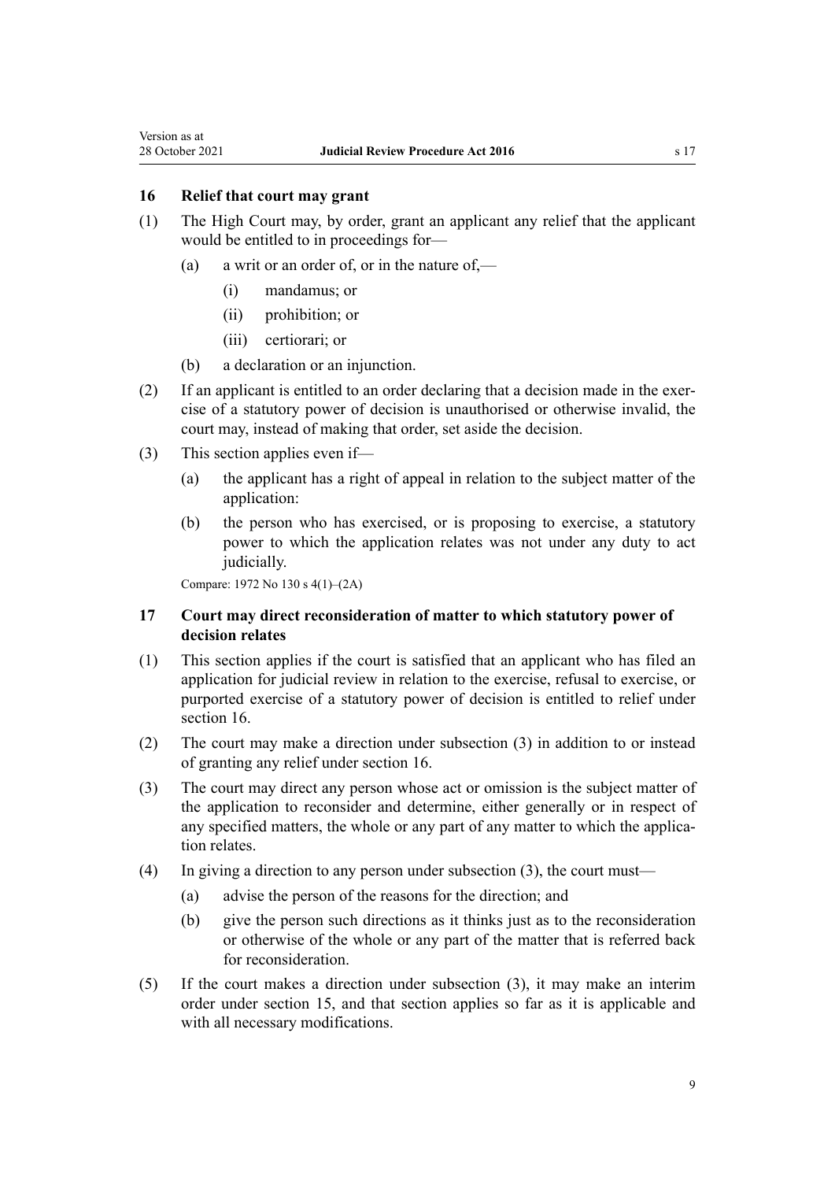## 16 Relief that court may grant

(1) The High Court may, by order, grant an applicant any relief that the applicant would be entitled to in proceedings for—

  (a) a writ or an order of, or in the nature of,—

    (i) mandamus; or

    (ii) prohibition; or

    (iii) certiorari; or

  (b) a declaration or an injunction.

(2) If an applicant is entitled to an order declaring that a decision made in the exercise of a statutory power of decision is unauthorised or otherwise invalid, the court may, instead of making that order, set aside the decision.

(3) This section applies even if—

  (a) the applicant has a right of appeal in relation to the subject matter of the application:

  (b) the person who has exercised, or is proposing to exercise, a statutory power to which the application relates was not under any duty to act judicially.

Compare: 1972 No 130 s 4(1)–(2A)

## 17 Court may direct reconsideration of matter to which statutory power of decision relates

(1) This section applies if the court is satisfied that an applicant who has filed an application for judicial review in relation to the exercise, refusal to exercise, or purported exercise of a statutory power of decision is entitled to relief under section 16.

(2) The court may make a direction under subsection (3) in addition to or instead of granting any relief under section 16.

(3) The court may direct any person whose act or omission is the subject matter of the application to reconsider and determine, either generally or in respect of any specified matters, the whole or any part of any matter to which the application relates.

(4) In giving a direction to any person under subsection (3), the court must—

  (a) advise the person of the reasons for the direction; and

  (b) give the person such directions as it thinks just as to the reconsideration or otherwise of the whole or any part of the matter that is referred back for reconsideration.

(5) If the court makes a direction under subsection (3), it may make an interim order under section 15, and that section applies so far as it is applicable and with all necessary modifications.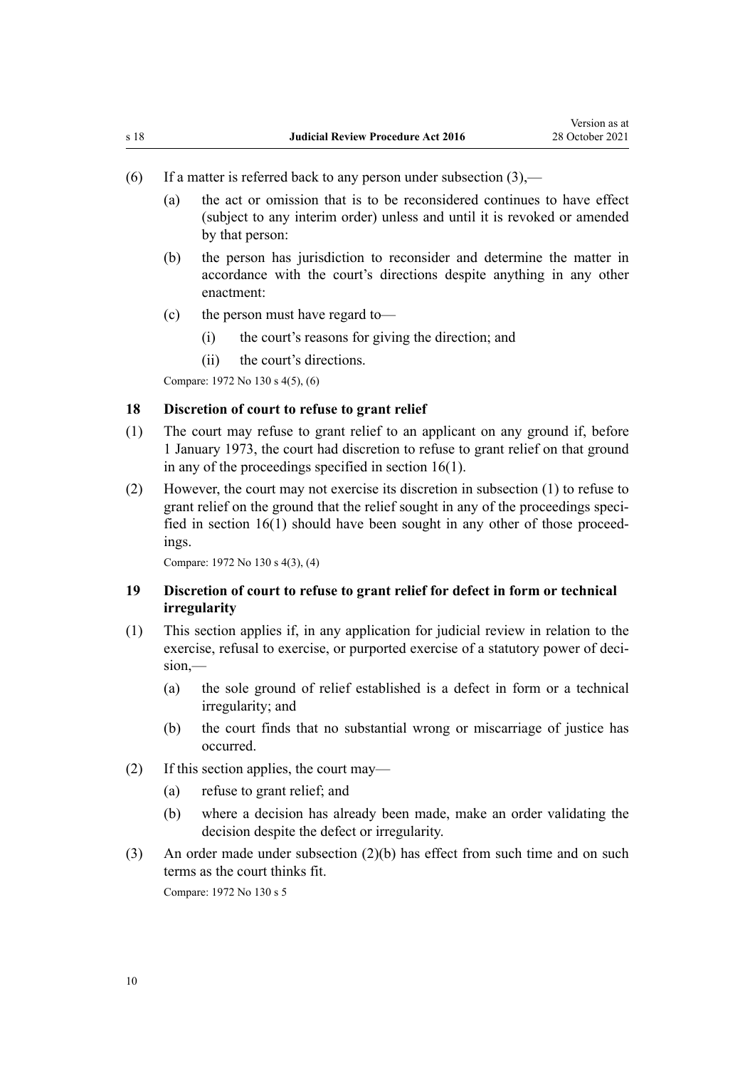(6) If a matter is referred back to any person under subsection (3),—

(a) the act or omission that is to be reconsidered continues to have effect (subject to any interim order) unless and until it is revoked or amended by that person:

(b) the person has jurisdiction to reconsider and determine the matter in accordance with the court's directions despite anything in any other enactment:

(c) the person must have regard to—

(i) the court's reasons for giving the direction; and

(ii) the court's directions.

Compare: 1972 No 130 s 4(5), (6)

### 18 Discretion of court to refuse to grant relief

(1) The court may refuse to grant relief to an applicant on any ground if, before 1 January 1973, the court had discretion to refuse to grant relief on that ground in any of the proceedings specified in section 16(1).

(2) However, the court may not exercise its discretion in subsection (1) to refuse to grant relief on the ground that the relief sought in any of the proceedings specified in section 16(1) should have been sought in any other of those proceedings.

Compare: 1972 No 130 s 4(3), (4)

### 19 Discretion of court to refuse to grant relief for defect in form or technical irregularity

(1) This section applies if, in any application for judicial review in relation to the exercise, refusal to exercise, or purported exercise of a statutory power of decision,—

(a) the sole ground of relief established is a defect in form or a technical irregularity; and

(b) the court finds that no substantial wrong or miscarriage of justice has occurred.

(2) If this section applies, the court may—

(a) refuse to grant relief; and

(b) where a decision has already been made, make an order validating the decision despite the defect or irregularity.

(3) An order made under subsection (2)(b) has effect from such time and on such terms as the court thinks fit.

Compare: 1972 No 130 s 5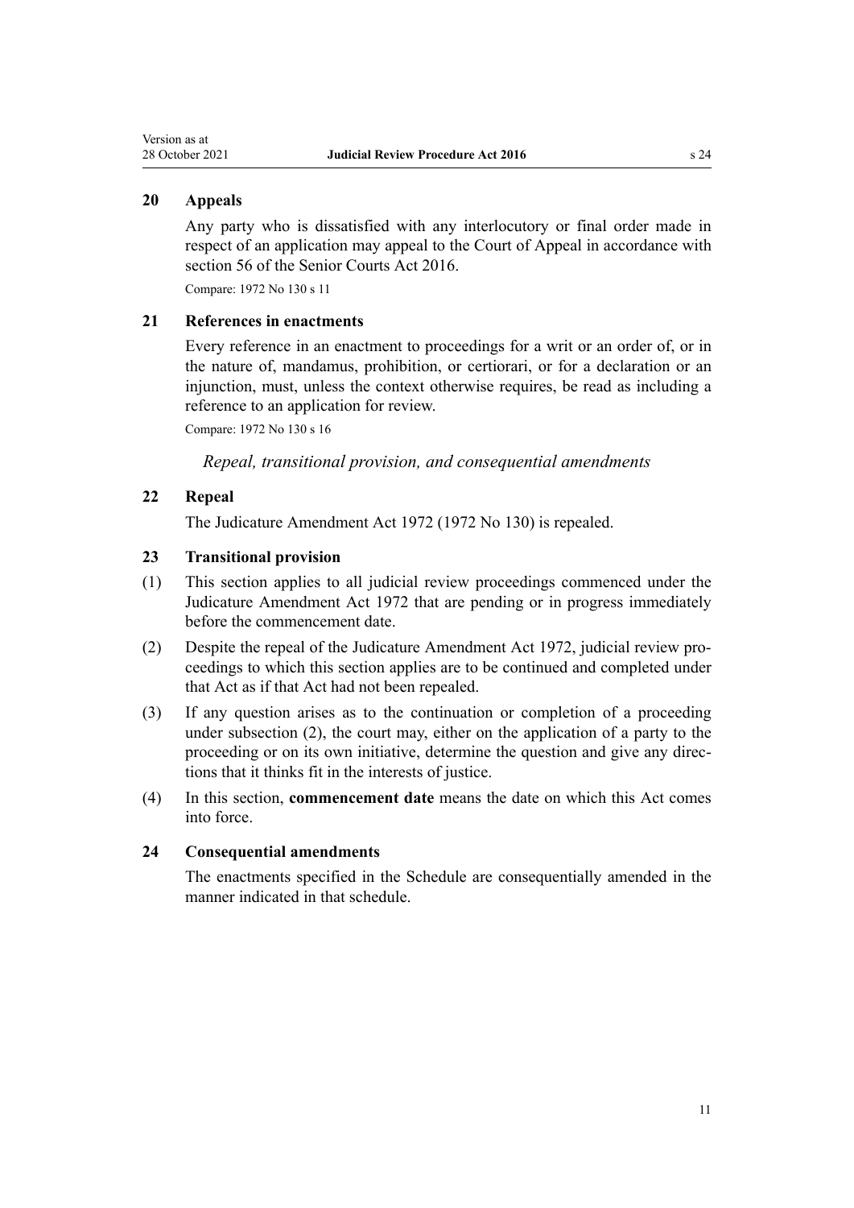## 20 Appeals

Any party who is dissatisfied with any interlocutory or final order made in respect of an application may appeal to the Court of Appeal in accordance with section 56 of the Senior Courts Act 2016.

Compare: 1972 No 130 s 11

## 21 References in enactments

Every reference in an enactment to proceedings for a writ or an order of, or in the nature of, mandamus, prohibition, or certiorari, or for a declaration or an injunction, must, unless the context otherwise requires, be read as including a reference to an application for review.

Compare: 1972 No 130 s 16

*Repeal, transitional provision, and consequential amendments*

## 22 Repeal

The Judicature Amendment Act 1972 (1972 No 130) is repealed.

## 23 Transitional provision

(1) This section applies to all judicial review proceedings commenced under the Judicature Amendment Act 1972 that are pending or in progress immediately before the commencement date.

(2) Despite the repeal of the Judicature Amendment Act 1972, judicial review proceedings to which this section applies are to be continued and completed under that Act as if that Act had not been repealed.

(3) If any question arises as to the continuation or completion of a proceeding under subsection (2), the court may, either on the application of a party to the proceeding or on its own initiative, determine the question and give any directions that it thinks fit in the interests of justice.

(4) In this section, **commencement date** means the date on which this Act comes into force.

## 24 Consequential amendments

The enactments specified in the Schedule are consequentially amended in the manner indicated in that schedule.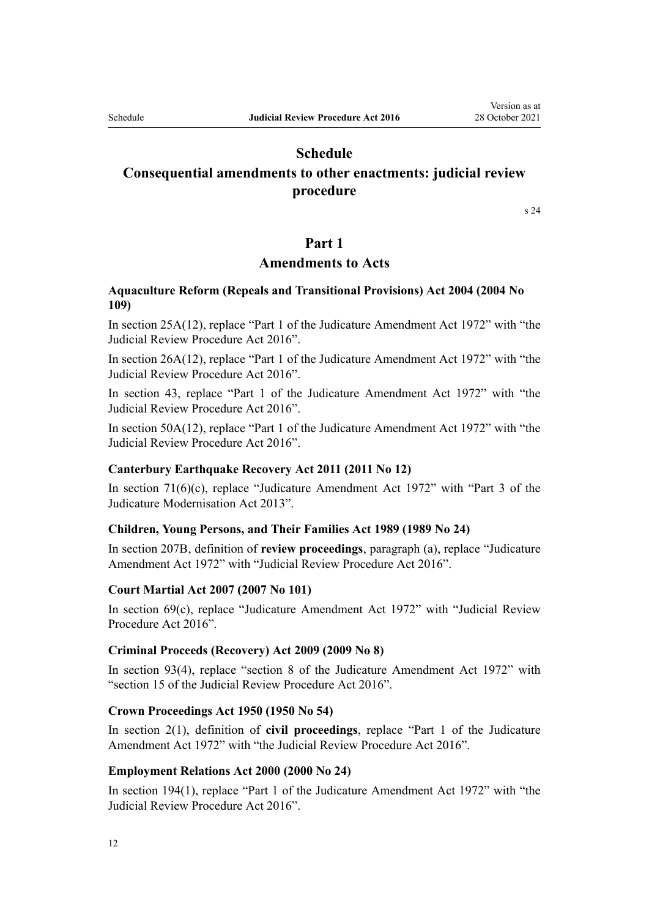# Schedule

## Consequential amendments to other enactments: judicial review procedure

s 24

## Part 1

## Amendments to Acts

### Aquaculture Reform (Repeals and Transitional Provisions) Act 2004 (2004 No 109)

In section 25A(12), replace "Part 1 of the Judicature Amendment Act 1972" with "the Judicial Review Procedure Act 2016".

In section 26A(12), replace "Part 1 of the Judicature Amendment Act 1972" with "the Judicial Review Procedure Act 2016".

In section 43, replace "Part 1 of the Judicature Amendment Act 1972" with "the Judicial Review Procedure Act 2016".

In section 50A(12), replace "Part 1 of the Judicature Amendment Act 1972" with "the Judicial Review Procedure Act 2016".

### Canterbury Earthquake Recovery Act 2011 (2011 No 12)

In section 71(6)(c), replace "Judicature Amendment Act 1972" with "Part 3 of the Judicature Modernisation Act 2013".

### Children, Young Persons, and Their Families Act 1989 (1989 No 24)

In section 207B, definition of **review proceedings**, paragraph (a), replace "Judicature Amendment Act 1972" with "Judicial Review Procedure Act 2016".

### Court Martial Act 2007 (2007 No 101)

In section 69(c), replace "Judicature Amendment Act 1972" with "Judicial Review Procedure Act 2016".

### Criminal Proceeds (Recovery) Act 2009 (2009 No 8)

In section 93(4), replace "section 8 of the Judicature Amendment Act 1972" with "section 15 of the Judicial Review Procedure Act 2016".

### Crown Proceedings Act 1950 (1950 No 54)

In section 2(1), definition of **civil proceedings**, replace "Part 1 of the Judicature Amendment Act 1972" with "the Judicial Review Procedure Act 2016".

### Employment Relations Act 2000 (2000 No 24)

In section 194(1), replace "Part 1 of the Judicature Amendment Act 1972" with "the Judicial Review Procedure Act 2016".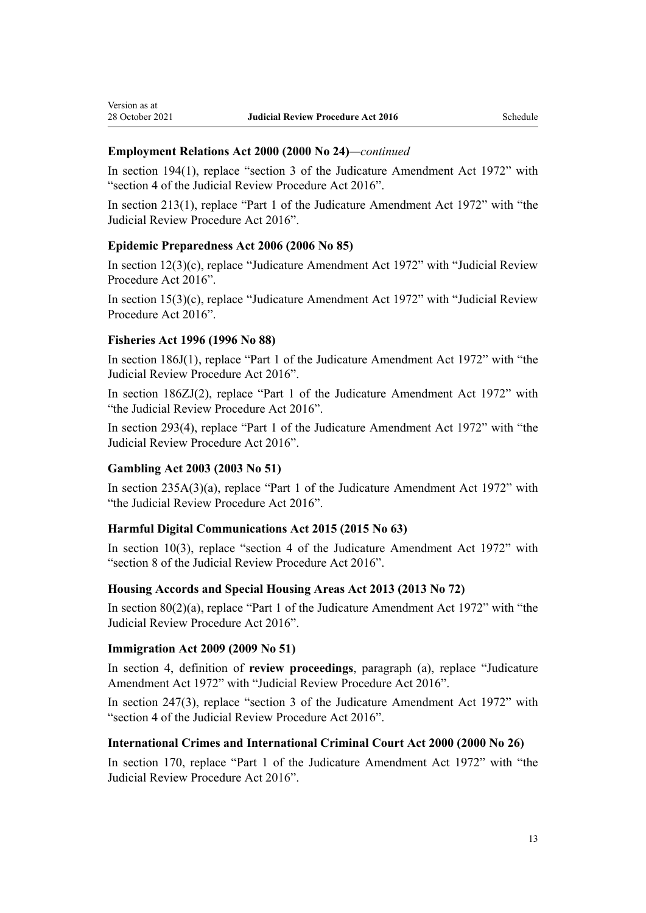### Employment Relations Act 2000 (2000 No 24)—*continued*

In section 194(1), replace "section 3 of the Judicature Amendment Act 1972" with "section 4 of the Judicial Review Procedure Act 2016".

In section 213(1), replace "Part 1 of the Judicature Amendment Act 1972" with "the Judicial Review Procedure Act 2016".

### Epidemic Preparedness Act 2006 (2006 No 85)

In section 12(3)(c), replace "Judicature Amendment Act 1972" with "Judicial Review Procedure Act 2016".

In section 15(3)(c), replace "Judicature Amendment Act 1972" with "Judicial Review Procedure Act 2016".

### Fisheries Act 1996 (1996 No 88)

In section 186J(1), replace "Part 1 of the Judicature Amendment Act 1972" with "the Judicial Review Procedure Act 2016".

In section 186ZJ(2), replace "Part 1 of the Judicature Amendment Act 1972" with "the Judicial Review Procedure Act 2016".

In section 293(4), replace "Part 1 of the Judicature Amendment Act 1972" with "the Judicial Review Procedure Act 2016".

### Gambling Act 2003 (2003 No 51)

In section 235A(3)(a), replace "Part 1 of the Judicature Amendment Act 1972" with "the Judicial Review Procedure Act 2016".

### Harmful Digital Communications Act 2015 (2015 No 63)

In section 10(3), replace "section 4 of the Judicature Amendment Act 1972" with "section 8 of the Judicial Review Procedure Act 2016".

### Housing Accords and Special Housing Areas Act 2013 (2013 No 72)

In section 80(2)(a), replace "Part 1 of the Judicature Amendment Act 1972" with "the Judicial Review Procedure Act 2016".

### Immigration Act 2009 (2009 No 51)

In section 4, definition of **review proceedings**, paragraph (a), replace "Judicature Amendment Act 1972" with "Judicial Review Procedure Act 2016".

In section 247(3), replace "section 3 of the Judicature Amendment Act 1972" with "section 4 of the Judicial Review Procedure Act 2016".

### International Crimes and International Criminal Court Act 2000 (2000 No 26)

In section 170, replace "Part 1 of the Judicature Amendment Act 1972" with "the Judicial Review Procedure Act 2016".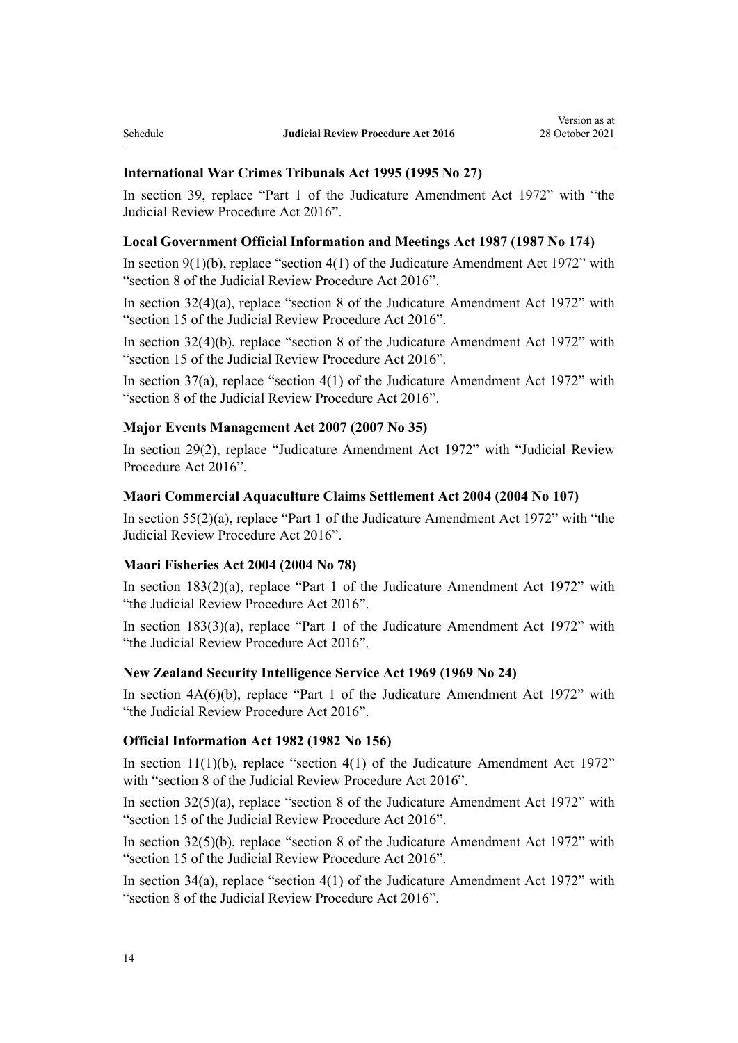**International War Crimes Tribunals Act 1995 (1995 No 27)**

In section 39, replace "Part 1 of the Judicature Amendment Act 1972" with "the Judicial Review Procedure Act 2016".

**Local Government Official Information and Meetings Act 1987 (1987 No 174)**

In section 9(1)(b), replace "section 4(1) of the Judicature Amendment Act 1972" with "section 8 of the Judicial Review Procedure Act 2016".

In section 32(4)(a), replace "section 8 of the Judicature Amendment Act 1972" with "section 15 of the Judicial Review Procedure Act 2016".

In section 32(4)(b), replace "section 8 of the Judicature Amendment Act 1972" with "section 15 of the Judicial Review Procedure Act 2016".

In section 37(a), replace "section 4(1) of the Judicature Amendment Act 1972" with "section 8 of the Judicial Review Procedure Act 2016".

**Major Events Management Act 2007 (2007 No 35)**

In section 29(2), replace "Judicature Amendment Act 1972" with "Judicial Review Procedure Act 2016".

**Maori Commercial Aquaculture Claims Settlement Act 2004 (2004 No 107)**

In section 55(2)(a), replace "Part 1 of the Judicature Amendment Act 1972" with "the Judicial Review Procedure Act 2016".

**Maori Fisheries Act 2004 (2004 No 78)**

In section 183(2)(a), replace "Part 1 of the Judicature Amendment Act 1972" with "the Judicial Review Procedure Act 2016".

In section 183(3)(a), replace "Part 1 of the Judicature Amendment Act 1972" with "the Judicial Review Procedure Act 2016".

**New Zealand Security Intelligence Service Act 1969 (1969 No 24)**

In section 4A(6)(b), replace "Part 1 of the Judicature Amendment Act 1972" with "the Judicial Review Procedure Act 2016".

**Official Information Act 1982 (1982 No 156)**

In section 11(1)(b), replace "section 4(1) of the Judicature Amendment Act 1972" with "section 8 of the Judicial Review Procedure Act 2016".

In section 32(5)(a), replace "section 8 of the Judicature Amendment Act 1972" with "section 15 of the Judicial Review Procedure Act 2016".

In section 32(5)(b), replace "section 8 of the Judicature Amendment Act 1972" with "section 15 of the Judicial Review Procedure Act 2016".

In section 34(a), replace "section 4(1) of the Judicature Amendment Act 1972" with "section 8 of the Judicial Review Procedure Act 2016".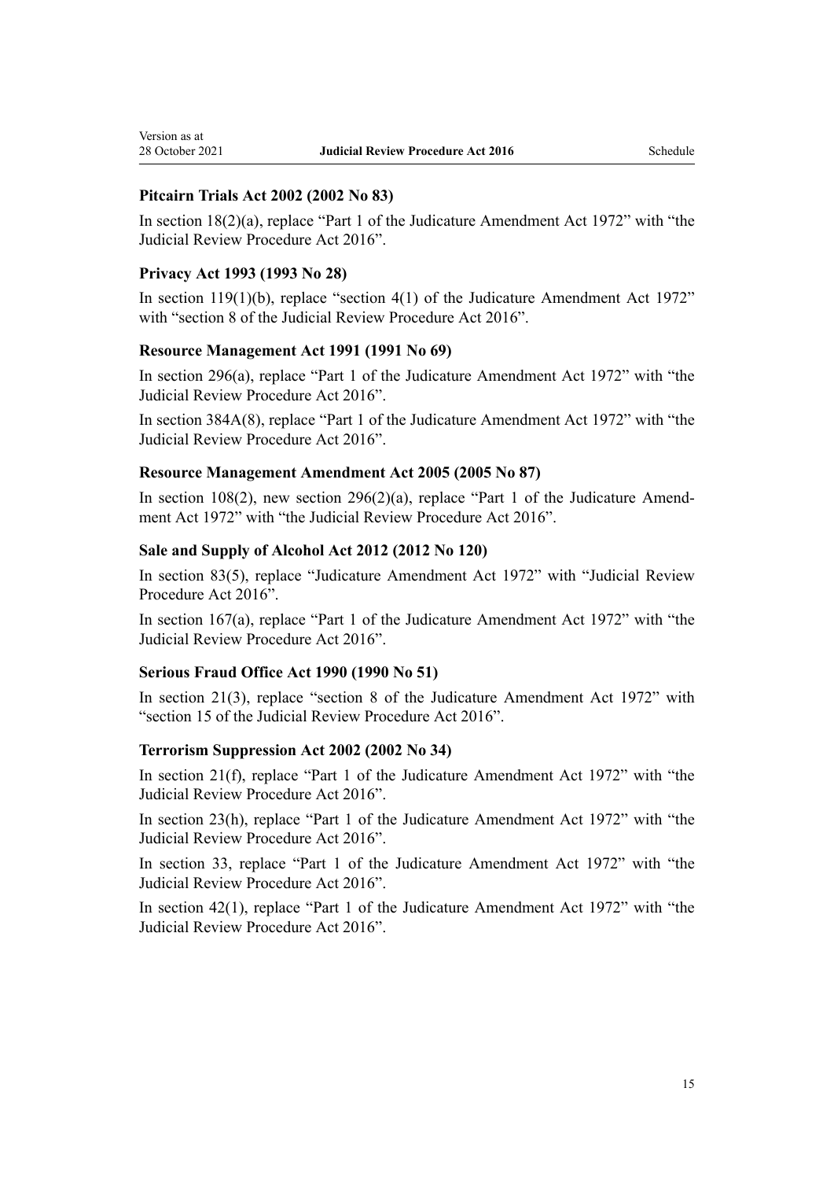**Pitcairn Trials Act 2002 (2002 No 83)**

In section 18(2)(a), replace "Part 1 of the Judicature Amendment Act 1972" with "the Judicial Review Procedure Act 2016".

**Privacy Act 1993 (1993 No 28)**

In section 119(1)(b), replace "section 4(1) of the Judicature Amendment Act 1972" with "section 8 of the Judicial Review Procedure Act 2016".

**Resource Management Act 1991 (1991 No 69)**

In section 296(a), replace "Part 1 of the Judicature Amendment Act 1972" with "the Judicial Review Procedure Act 2016".

In section 384A(8), replace "Part 1 of the Judicature Amendment Act 1972" with "the Judicial Review Procedure Act 2016".

**Resource Management Amendment Act 2005 (2005 No 87)**

In section 108(2), new section 296(2)(a), replace "Part 1 of the Judicature Amendment Act 1972" with "the Judicial Review Procedure Act 2016".

**Sale and Supply of Alcohol Act 2012 (2012 No 120)**

In section 83(5), replace "Judicature Amendment Act 1972" with "Judicial Review Procedure Act 2016".

In section 167(a), replace "Part 1 of the Judicature Amendment Act 1972" with "the Judicial Review Procedure Act 2016".

**Serious Fraud Office Act 1990 (1990 No 51)**

In section 21(3), replace "section 8 of the Judicature Amendment Act 1972" with "section 15 of the Judicial Review Procedure Act 2016".

**Terrorism Suppression Act 2002 (2002 No 34)**

In section 21(f), replace "Part 1 of the Judicature Amendment Act 1972" with "the Judicial Review Procedure Act 2016".

In section 23(h), replace "Part 1 of the Judicature Amendment Act 1972" with "the Judicial Review Procedure Act 2016".

In section 33, replace "Part 1 of the Judicature Amendment Act 1972" with "the Judicial Review Procedure Act 2016".

In section 42(1), replace "Part 1 of the Judicature Amendment Act 1972" with "the Judicial Review Procedure Act 2016".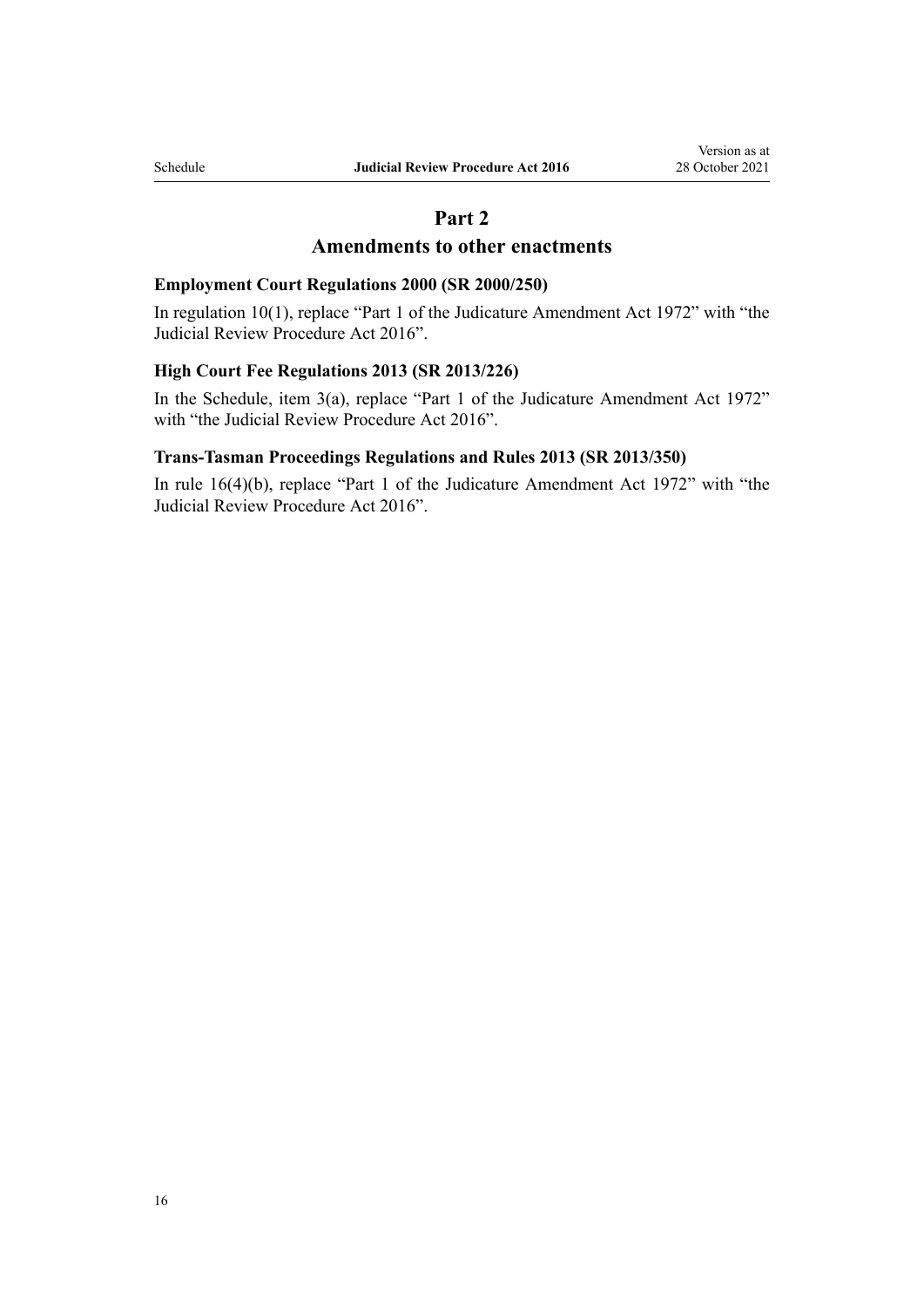## Part 2
## Amendments to other enactments

### Employment Court Regulations 2000 (SR 2000/250)

In regulation 10(1), replace "Part 1 of the Judicature Amendment Act 1972" with "the Judicial Review Procedure Act 2016".

### High Court Fee Regulations 2013 (SR 2013/226)

In the Schedule, item 3(a), replace "Part 1 of the Judicature Amendment Act 1972" with "the Judicial Review Procedure Act 2016".

### Trans-Tasman Proceedings Regulations and Rules 2013 (SR 2013/350)

In rule 16(4)(b), replace "Part 1 of the Judicature Amendment Act 1972" with "the Judicial Review Procedure Act 2016".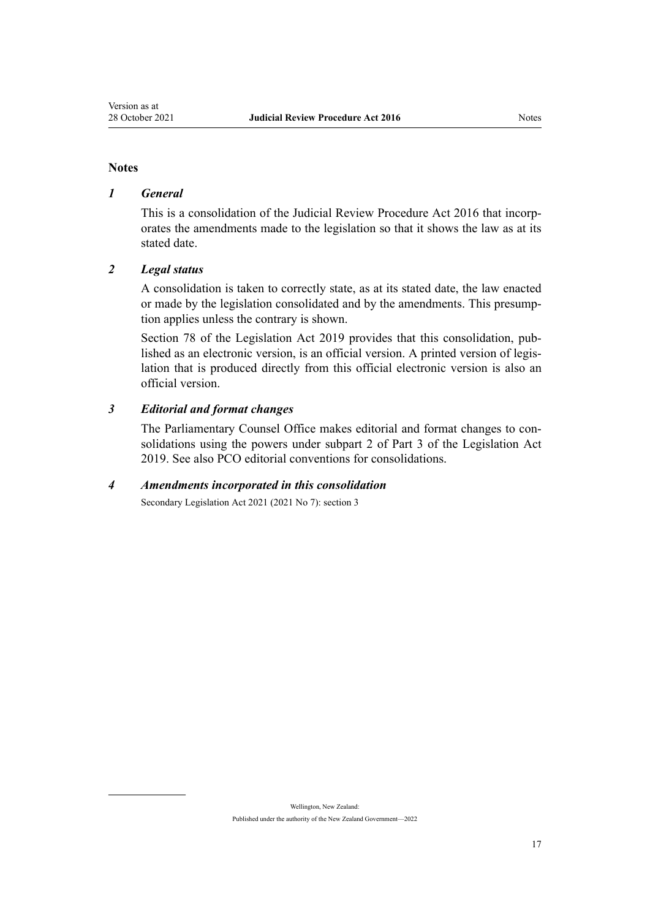## Notes

### *1 General*

This is a consolidation of the Judicial Review Procedure Act 2016 that incorporates the amendments made to the legislation so that it shows the law as at its stated date.

### *2 Legal status*

A consolidation is taken to correctly state, as at its stated date, the law enacted or made by the legislation consolidated and by the amendments. This presumption applies unless the contrary is shown.

Section 78 of the Legislation Act 2019 provides that this consolidation, published as an electronic version, is an official version. A printed version of legislation that is produced directly from this official electronic version is also an official version.

### *3 Editorial and format changes*

The Parliamentary Counsel Office makes editorial and format changes to consolidations using the powers under subpart 2 of Part 3 of the Legislation Act 2019. See also PCO editorial conventions for consolidations.

### *4 Amendments incorporated in this consolidation*

Secondary Legislation Act 2021 (2021 No 7): section 3

Wellington, New Zealand:

Published under the authority of the New Zealand Government—2022